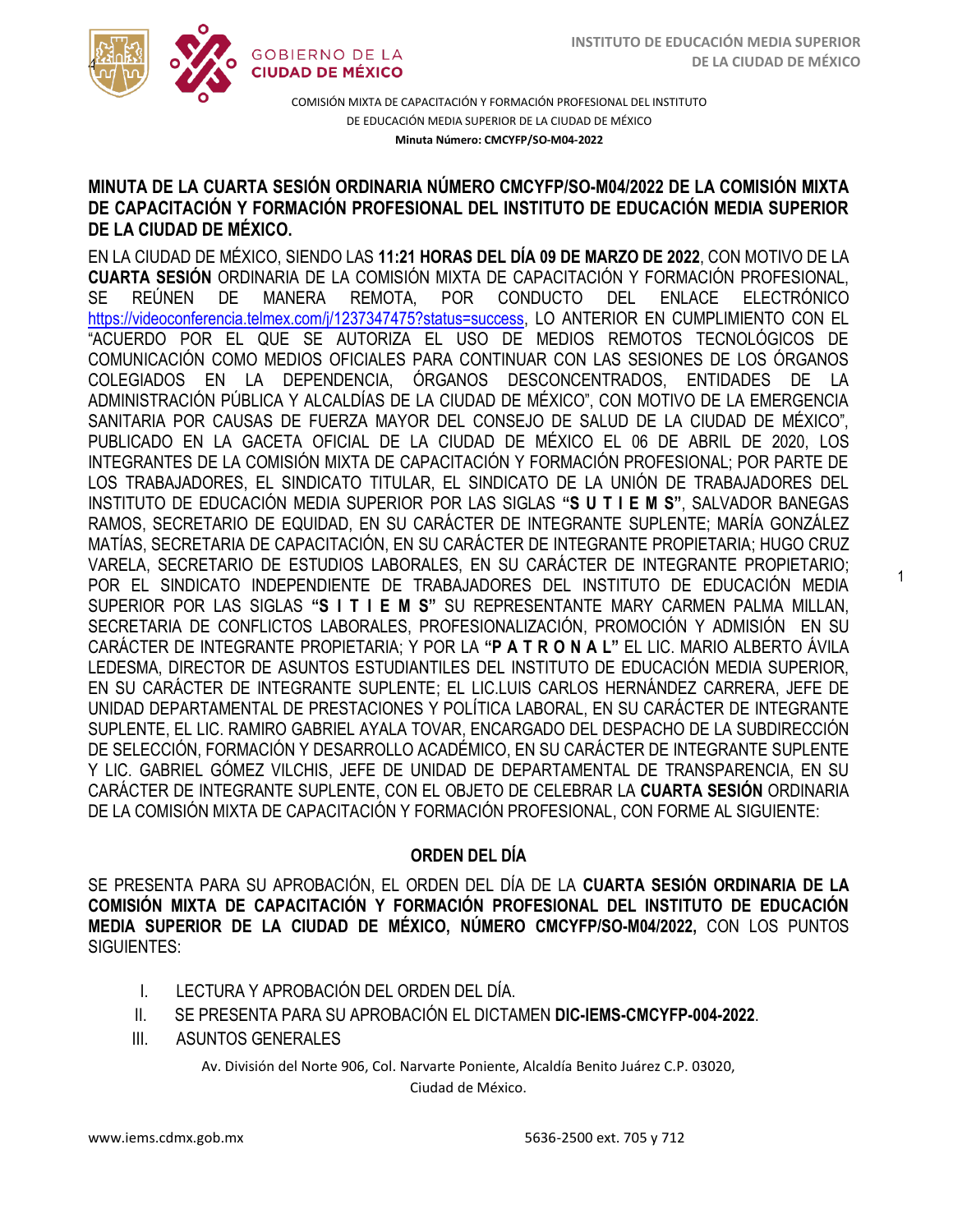COMISIÓN MIXTA DE CAPACITACIÓN Y FORMACIÓN PROFESIONAL DEL INSTITUTO DE EDUCACIÓN MEDIA SUPERIOR DE LA CIUDAD DE MÉXICO

**Minuta Número: CMCYFP/SO-M04-2022**

## MINUTA DE LA CUARTA SESIÓN ORDINARIA NÚMERO CMCYFP/SO-M04/2022 DE LA COMISIÓN MIXTA DE CAPACITACIÓN Y FORMACIÓN PROFESIONAL DEL INSTITUTO DE EDUCACIÓN MEDIA SUPERIOR DE LA CIUDAD DE MÉXICO.

EN LA CIUDAD DE MÉXICO, SIENDO LAS **11:21 HORAS DEL DÍA 09 DE MARZO DE 2022**, CON MOTIVO DE LA **CUARTA SESIÓN** ORDINARIA DE LA COMISIÓN MIXTA DE CAPACITACIÓN Y FORMACIÓN PROFESIONAL, SE REÚNEN DE MANERA REMOTA, POR CONDUCTO DEL ENLACE ELECTRÓNICO https://videoconferencia.telmex.com/j/1237347475?status=success, LO ANTERIOR EN CUMPLIMIENTO CON EL "ACUERDO POR EL QUE SE AUTORIZA EL USO DE MEDIOS REMOTOS TECNOLÓGICOS DE COMUNICACIÓN COMO MEDIOS OFICIALES PARA CONTINUAR CON LAS SESIONES DE LOS ÓRGANOS COLEGIADOS EN LA DEPENDENCIA, ÓRGANOS DESCONCENTRADOS, ENTIDADES DE LA ADMINISTRACIÓN PÚBLICA Y ALCALDÍAS DE LA CIUDAD DE MÉXICO", CON MOTIVO DE LA EMERGENCIA SANITARIA POR CAUSAS DE FUERZA MAYOR DEL CONSEJO DE SALUD DE LA CIUDAD DE MÉXICO", PUBLICADO EN LA GACETA OFICIAL DE LA CIUDAD DE MÉXICO EL 06 DE ABRIL DE 2020, LOS INTEGRANTES DE LA COMISIÓN MIXTA DE CAPACITACIÓN Y FORMACIÓN PROFESIONAL; POR PARTE DE LOS TRABAJADORES, EL SINDICATO TITULAR, EL SINDICATO DE LA UNIÓN DE TRABAJADORES DEL INSTITUTO DE EDUCACIÓN MEDIA SUPERIOR POR LAS SIGLAS **"S U T I E M S"**, SALVADOR BANEGAS RAMOS, SECRETARIO DE EQUIDAD, EN SU CARÁCTER DE INTEGRANTE SUPLENTE; MARÍA GONZÁLEZ MATÍAS, SECRETARIA DE CAPACITACIÓN, EN SU CARÁCTER DE INTEGRANTE PROPIETARIA; HUGO CRUZ VARELA, SECRETARIO DE ESTUDIOS LABORALES, EN SU CARÁCTER DE INTEGRANTE PROPIETARIO; POR EL SINDICATO INDEPENDIENTE DE TRABAJADORES DEL INSTITUTO DE EDUCACIÓN MEDIA SUPERIOR POR LAS SIGLAS **"S I T I E M S"** SU REPRESENTANTE MARY CARMEN PALMA MILLAN, SECRETARIA DE CONFLICTOS LABORALES, PROFESIONALIZACIÓN, PROMOCIÓN Y ADMISIÓN EN SU CARÁCTER DE INTEGRANTE PROPIETARIA; Y POR LA **"P A T R O N A L"** EL LIC. MARIO ALBERTO ÁVILA LEDESMA, DIRECTOR DE ASUNTOS ESTUDIANTILES DEL INSTITUTO DE EDUCACIÓN MEDIA SUPERIOR, EN SU CARÁCTER DE INTEGRANTE SUPLENTE; EL LIC.LUIS CARLOS HERNÁNDEZ CARRERA, JEFE DE UNIDAD DEPARTAMENTAL DE PRESTACIONES Y POLÍTICA LABORAL, EN SU CARÁCTER DE INTEGRANTE SUPLENTE, EL LIC. RAMIRO GABRIEL AYALA TOVAR, ENCARGADO DEL DESPACHO DE LA SUBDIRECCIÓN DE SELECCIÓN, FORMACIÓN Y DESARROLLO ACADÉMICO, EN SU CARÁCTER DE INTEGRANTE SUPLENTE Y LIC. GABRIEL GÓMEZ VILCHIS, JEFE DE UNIDAD DE DEPARTAMENTAL DE TRANSPARENCIA, EN SU CARÁCTER DE INTEGRANTE SUPLENTE, CON EL OBJETO DE CELEBRAR LA **CUARTA SESIÓN** ORDINARIA DE LA COMISIÓN MIXTA DE CAPACITACIÓN Y FORMACIÓN PROFESIONAL, CON FORME AL SIGUIENTE:

### ORDEN DEL DÍA

SE PRESENTA PARA SU APROBACIÓN, EL ORDEN DEL DÍA DE LA **CUARTA SESIÓN ORDINARIA DE LA COMISIÓN MIXTA DE CAPACITACIÓN Y FORMACIÓN PROFESIONAL DEL INSTITUTO DE EDUCACIÓN MEDIA SUPERIOR DE LA CIUDAD DE MÉXICO, NÚMERO CMCYFP/SO-M04/2022,** CON LOS PUNTOS SIGUIENTES:

I. LECTURA Y APROBACIÓN DEL ORDEN DEL DÍA.
II. SE PRESENTA PARA SU APROBACIÓN EL DICTAMEN **DIC-IEMS-CMCYFP-004-2022**.
III. ASUNTOS GENERALES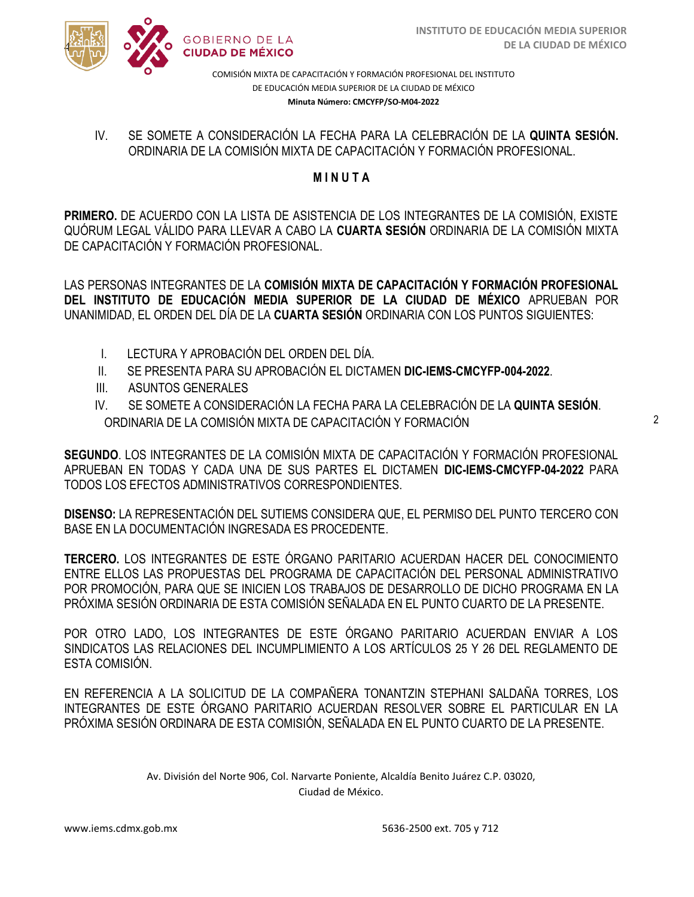IV. SE SOMETE A CONSIDERACIÓN LA FECHA PARA LA CELEBRACIÓN DE LA **QUINTA SESIÓN.** ORDINARIA DE LA COMISIÓN MIXTA DE CAPACITACIÓN Y FORMACIÓN PROFESIONAL.

## M I N U T A

**PRIMERO.** DE ACUERDO CON LA LISTA DE ASISTENCIA DE LOS INTEGRANTES DE LA COMISIÓN, EXISTE QUÓRUM LEGAL VÁLIDO PARA LLEVAR A CABO LA **CUARTA SESIÓN** ORDINARIA DE LA COMISIÓN MIXTA DE CAPACITACIÓN Y FORMACIÓN PROFESIONAL.

LAS PERSONAS INTEGRANTES DE LA **COMISIÓN MIXTA DE CAPACITACIÓN Y FORMACIÓN PROFESIONAL DEL INSTITUTO DE EDUCACIÓN MEDIA SUPERIOR DE LA CIUDAD DE MÉXICO** APRUEBAN POR UNANIMIDAD, EL ORDEN DEL DÍA DE LA **CUARTA SESIÓN** ORDINARIA CON LOS PUNTOS SIGUIENTES:

I. LECTURA Y APROBACIÓN DEL ORDEN DEL DÍA.
II. SE PRESENTA PARA SU APROBACIÓN EL DICTAMEN **DIC-IEMS-CMCYFP-004-2022**.
III. ASUNTOS GENERALES
IV. SE SOMETE A CONSIDERACIÓN LA FECHA PARA LA CELEBRACIÓN DE LA **QUINTA SESIÓN**. ORDINARIA DE LA COMISIÓN MIXTA DE CAPACITACIÓN Y FORMACIÓN

**SEGUNDO**. LOS INTEGRANTES DE LA COMISIÓN MIXTA DE CAPACITACIÓN Y FORMACIÓN PROFESIONAL APRUEBAN EN TODAS Y CADA UNA DE SUS PARTES EL DICTAMEN **DIC-IEMS-CMCYFP-04-2022** PARA TODOS LOS EFECTOS ADMINISTRATIVOS CORRESPONDIENTES.

**DISENSO:** LA REPRESENTACIÓN DEL SUTIEMS CONSIDERA QUE, EL PERMISO DEL PUNTO TERCERO CON BASE EN LA DOCUMENTACIÓN INGRESADA ES PROCEDENTE.

**TERCERO.** LOS INTEGRANTES DE ESTE ÓRGANO PARITARIO ACUERDAN HACER DEL CONOCIMIENTO ENTRE ELLOS LAS PROPUESTAS DEL PROGRAMA DE CAPACITACIÓN DEL PERSONAL ADMINISTRATIVO POR PROMOCIÓN, PARA QUE SE INICIEN LOS TRABAJOS DE DESARROLLO DE DICHO PROGRAMA EN LA PRÓXIMA SESIÓN ORDINARIA DE ESTA COMISIÓN SEÑALADA EN EL PUNTO CUARTO DE LA PRESENTE.

POR OTRO LADO, LOS INTEGRANTES DE ESTE ÓRGANO PARITARIO ACUERDAN ENVIAR A LOS SINDICATOS LAS RELACIONES DEL INCUMPLIMIENTO A LOS ARTÍCULOS 25 Y 26 DEL REGLAMENTO DE ESTA COMISIÓN.

EN REFERENCIA A LA SOLICITUD DE LA COMPAÑERA TONANTZIN STEPHANI SALDAÑA TORRES, LOS INTEGRANTES DE ESTE ÓRGANO PARITARIO ACUERDAN RESOLVER SOBRE EL PARTICULAR EN LA PRÓXIMA SESIÓN ORDINARA DE ESTA COMISIÓN, SEÑALADA EN EL PUNTO CUARTO DE LA PRESENTE.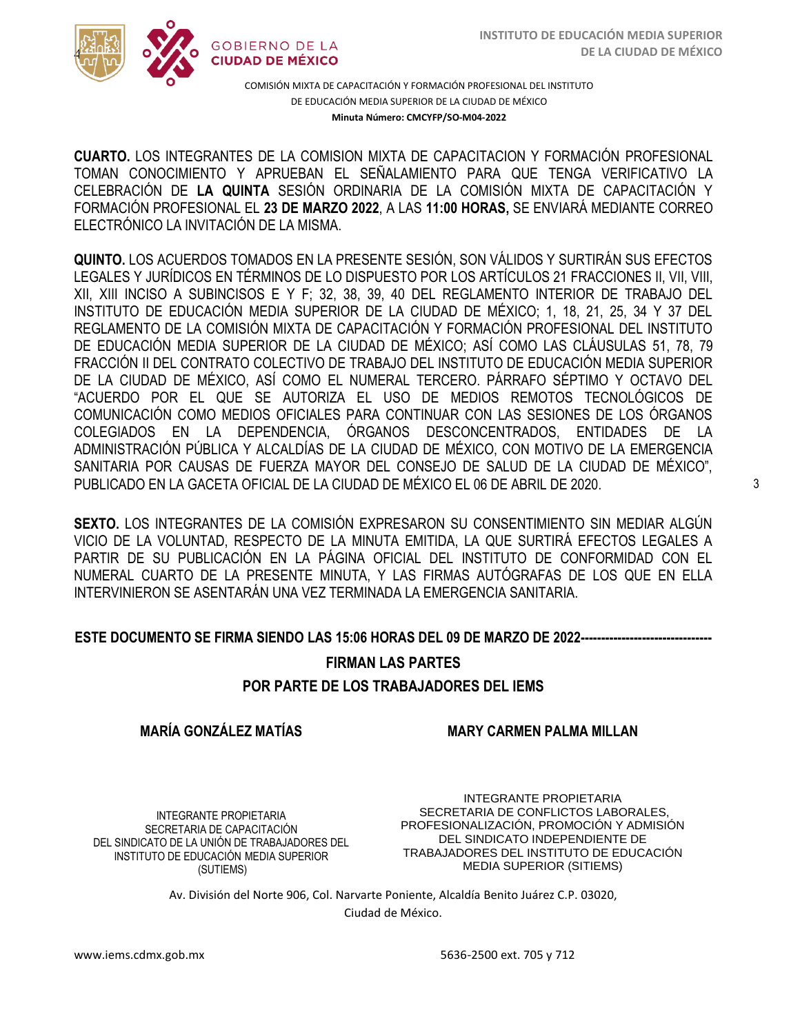**CUARTO.** LOS INTEGRANTES DE LA COMISION MIXTA DE CAPACITACION Y FORMACIÓN PROFESIONAL TOMAN CONOCIMIENTO Y APRUEBAN EL SEÑALAMIENTO PARA QUE TENGA VERIFICATIVO LA CELEBRACIÓN DE **LA QUINTA** SESIÓN ORDINARIA DE LA COMISIÓN MIXTA DE CAPACITACIÓN Y FORMACIÓN PROFESIONAL EL **23 DE MARZO 2022**, A LAS **11:00 HORAS,** SE ENVIARÁ MEDIANTE CORREO ELECTRÓNICO LA INVITACIÓN DE LA MISMA.

**QUINTO.** LOS ACUERDOS TOMADOS EN LA PRESENTE SESIÓN, SON VÁLIDOS Y SURTIRÁN SUS EFECTOS LEGALES Y JURÍDICOS EN TÉRMINOS DE LO DISPUESTO POR LOS ARTÍCULOS 21 FRACCIONES II, VII, VIII, XII, XIII INCISO A SUBINCISOS E Y F; 32, 38, 39, 40 DEL REGLAMENTO INTERIOR DE TRABAJO DEL INSTITUTO DE EDUCACIÓN MEDIA SUPERIOR DE LA CIUDAD DE MÉXICO; 1, 18, 21, 25, 34 Y 37 DEL REGLAMENTO DE LA COMISIÓN MIXTA DE CAPACITACIÓN Y FORMACIÓN PROFESIONAL DEL INSTITUTO DE EDUCACIÓN MEDIA SUPERIOR DE LA CIUDAD DE MÉXICO; ASÍ COMO LAS CLÁUSULAS 51, 78, 79 FRACCIÓN II DEL CONTRATO COLECTIVO DE TRABAJO DEL INSTITUTO DE EDUCACIÓN MEDIA SUPERIOR DE LA CIUDAD DE MÉXICO, ASÍ COMO EL NUMERAL TERCERO. PÁRRAFO SÉPTIMO Y OCTAVO DEL "ACUERDO POR EL QUE SE AUTORIZA EL USO DE MEDIOS REMOTOS TECNOLÓGICOS DE COMUNICACIÓN COMO MEDIOS OFICIALES PARA CONTINUAR CON LAS SESIONES DE LOS ÓRGANOS COLEGIADOS EN LA DEPENDENCIA, ÓRGANOS DESCONCENTRADOS, ENTIDADES DE LA ADMINISTRACIÓN PÚBLICA Y ALCALDÍAS DE LA CIUDAD DE MÉXICO, CON MOTIVO DE LA EMERGENCIA SANITARIA POR CAUSAS DE FUERZA MAYOR DEL CONSEJO DE SALUD DE LA CIUDAD DE MÉXICO", PUBLICADO EN LA GACETA OFICIAL DE LA CIUDAD DE MÉXICO EL 06 DE ABRIL DE 2020.

**SEXTO.** LOS INTEGRANTES DE LA COMISIÓN EXPRESARON SU CONSENTIMIENTO SIN MEDIAR ALGÚN VICIO DE LA VOLUNTAD, RESPECTO DE LA MINUTA EMITIDA, LA QUE SURTIRÁ EFECTOS LEGALES A PARTIR DE SU PUBLICACIÓN EN LA PÁGINA OFICIAL DEL INSTITUTO DE CONFORMIDAD CON EL NUMERAL CUARTO DE LA PRESENTE MINUTA, Y LAS FIRMAS AUTÓGRAFAS DE LOS QUE EN ELLA INTERVINIERON SE ASENTARÁN UNA VEZ TERMINADA LA EMERGENCIA SANITARIA.

**ESTE DOCUMENTO SE FIRMA SIENDO LAS 15:06 HORAS DEL 09 DE MARZO DE 2022--------------------------------**

**FIRMAN LAS PARTES**

**POR PARTE DE LOS TRABAJADORES DEL IEMS**

**MARÍA GONZÁLEZ MATÍAS**

INTEGRANTE PROPIETARIA
SECRETARIA DE CAPACITACIÓN
DEL SINDICATO DE LA UNIÓN DE TRABAJADORES DEL INSTITUTO DE EDUCACIÓN MEDIA SUPERIOR
(SUTIEMS)

**MARY CARMEN PALMA MILLAN**

INTEGRANTE PROPIETARIA
SECRETARIA DE CONFLICTOS LABORALES, PROFESIONALIZACIÓN, PROMOCIÓN Y ADMISIÓN
DEL SINDICATO INDEPENDIENTE DE TRABAJADORES DEL INSTITUTO DE EDUCACIÓN MEDIA SUPERIOR (SITIEMS)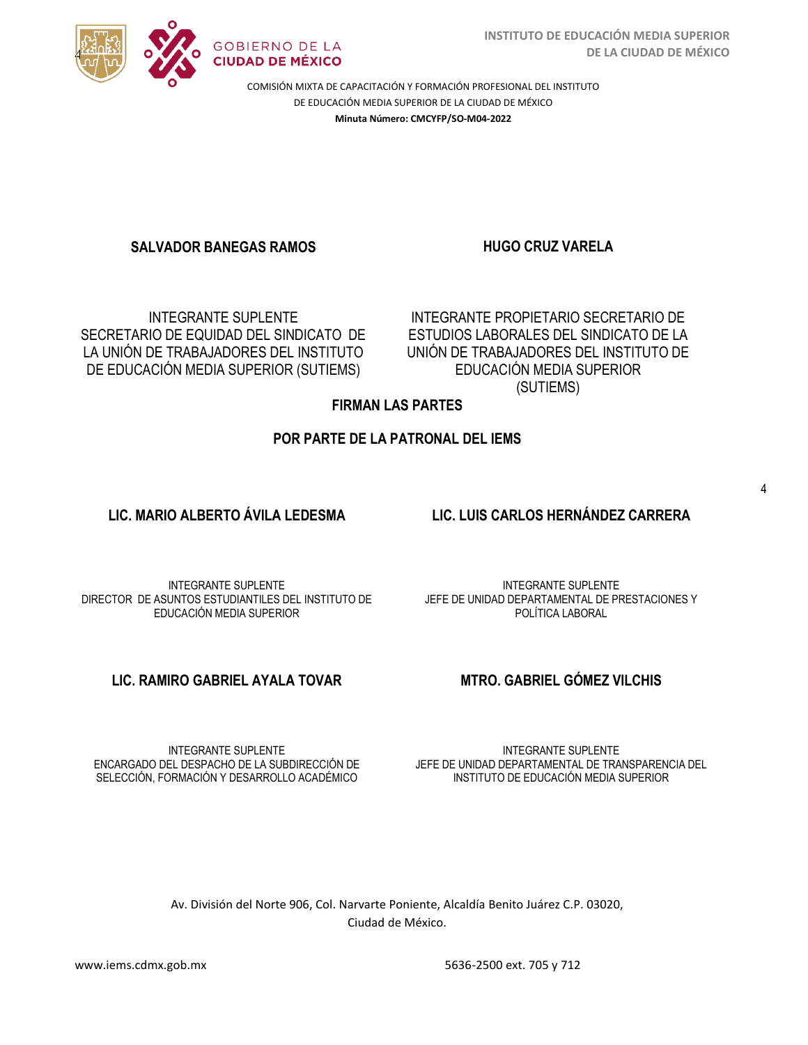COMISIÓN MIXTA DE CAPACITACIÓN Y FORMACIÓN PROFESIONAL DEL INSTITUTO DE EDUCACIÓN MEDIA SUPERIOR DE LA CIUDAD DE MÉXICO

**Minuta Número: CMCYFP/SO-M04-2022**

**SALVADOR BANEGAS RAMOS**

INTEGRANTE SUPLENTE
SECRETARIO DE EQUIDAD DEL SINDICATO DE LA UNIÓN DE TRABAJADORES DEL INSTITUTO DE EDUCACIÓN MEDIA SUPERIOR (SUTIEMS)

**HUGO CRUZ VARELA**

INTEGRANTE PROPIETARIO SECRETARIO DE ESTUDIOS LABORALES DEL SINDICATO DE LA UNIÓN DE TRABAJADORES DEL INSTITUTO DE EDUCACIÓN MEDIA SUPERIOR (SUTIEMS)

**FIRMAN LAS PARTES**

**POR PARTE DE LA PATRONAL DEL IEMS**

**LIC. MARIO ALBERTO ÁVILA LEDESMA**

INTEGRANTE SUPLENTE
DIRECTOR DE ASUNTOS ESTUDIANTILES DEL INSTITUTO DE EDUCACIÓN MEDIA SUPERIOR

**LIC. LUIS CARLOS HERNÁNDEZ CARRERA**

INTEGRANTE SUPLENTE
JEFE DE UNIDAD DEPARTAMENTAL DE PRESTACIONES Y POLÍTICA LABORAL

**LIC. RAMIRO GABRIEL AYALA TOVAR**

INTEGRANTE SUPLENTE
ENCARGADO DEL DESPACHO DE LA SUBDIRECCIÓN DE SELECCIÓN, FORMACIÓN Y DESARROLLO ACADÉMICO

**MTRO. GABRIEL GÓMEZ VILCHIS**

INTEGRANTE SUPLENTE
JEFE DE UNIDAD DEPARTAMENTAL DE TRANSPARENCIA DEL INSTITUTO DE EDUCACIÓN MEDIA SUPERIOR